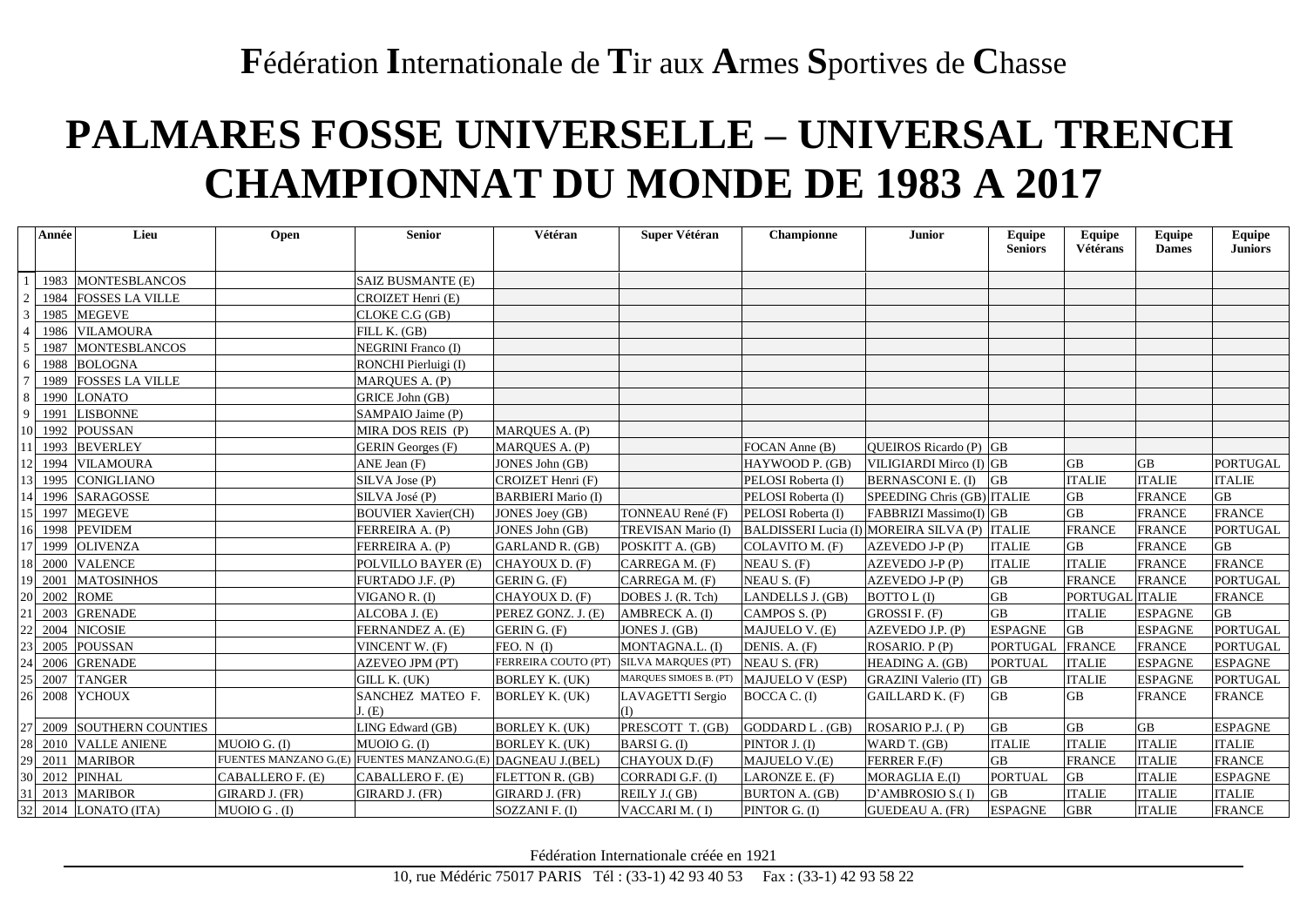**F**édération **I**nternationale de **T**ir aux **A**rmes **S**portives de **C**hasse

# PALMARES FOSSE UNIVERSELLE – UNIVERSAL TRENCH CHAMPIONNAT DU MONDE DE 1983 A 2017

| | Année | Lieu | Open | Senior | Vétéran | Super Vétéran | Championne | Junior | Equipe Seniors | Equipe Vétérans | Equipe Dames | Equipe Juniors |
|---|---|---|---|---|---|---|---|---|---|---|---|---|
| 1 | 1983 | MONTESBLANCOS | | SAIZ BUSMANTE (E) | | | | | | | | |
| 2 | 1984 | FOSSES LA VILLE | | CROIZET Henri (E) | | | | | | | | |
| 3 | 1985 | MEGEVE | | CLOKE C.G (GB) | | | | | | | | |
| 4 | 1986 | VILAMOURA | | FILL K. (GB) | | | | | | | | |
| 5 | 1987 | MONTESBLANCOS | | NEGRINI Franco (I) | | | | | | | | |
| 6 | 1988 | BOLOGNA | | RONCHI Pierluigi (I) | | | | | | | | |
| 7 | 1989 | FOSSES LA VILLE | | MARQUES A. (P) | | | | | | | | |
| 8 | 1990 | LONATO | | GRICE John (GB) | | | | | | | | |
| 9 | 1991 | LISBONNE | | SAMPAIO Jaime (P) | | | | | | | | |
| 10 | 1992 | POUSSAN | | MIRA DOS REIS (P) | MARQUES A. (P) | | | | | | | |
| 11 | 1993 | BEVERLEY | | GERIN Georges (F) | MARQUES A. (P) | | FOCAN Anne (B) | QUEIROS Ricardo (P) | GB | | | |
| 12 | 1994 | VILAMOURA | | ANE Jean (F) | JONES John (GB) | | HAYWOOD P. (GB) | VILIGIARDI Mirco (I) | GB | GB | GB | PORTUGAL |
| 13 | 1995 | CONIGLIANO | | SILVA Jose (P) | CROIZET Henri (F) | | PELOSI Roberta (I) | BERNASCONI E. (I) | GB | ITALIE | ITALIE | ITALIE |
| 14 | 1996 | SARAGOSSE | | SILVA José (P) | BARBIERI Mario (I) | | PELOSI Roberta (I) | SPEEDING Chris (GB) | ITALIE | GB | FRANCE | GB |
| 15 | 1997 | MEGEVE | | BOUVIER Xavier(CH) | JONES Joey (GB) | TONNEAU René (F) | PELOSI Roberta (I) | FABBRIZI Massimo(I) | GB | GB | FRANCE | FRANCE |
| 16 | 1998 | PEVIDEM | | FERREIRA A. (P) | JONES John (GB) | TREVISAN Mario (I) | BALDISSERI Lucia (I) | MOREIRA SILVA (P) | ITALIE | FRANCE | FRANCE | PORTUGAL |
| 17 | 1999 | OLIVENZA | | FERREIRA A. (P) | GARLAND R. (GB) | POSKITT A. (GB) | COLAVITO M. (F) | AZEVEDO J-P (P) | ITALIE | GB | FRANCE | GB |
| 18 | 2000 | VALENCE | | POLVILLO BAYER (E) | CHAYOUX D. (F) | CARREGA M. (F) | NEAU S. (F) | AZEVEDO J-P (P) | ITALIE | ITALIE | FRANCE | FRANCE |
| 19 | 2001 | MATOSINHOS | | FURTADO J.F. (P) | GERIN G. (F) | CARREGA M. (F) | NEAU S. (F) | AZEVEDO J-P (P) | GB | FRANCE | FRANCE | PORTUGAL |
| 20 | 2002 | ROME | | VIGANO R. (I) | CHAYOUX D. (F) | DOBES J. (R. Tch) | LANDELLS J. (GB) | BOTTO L (I) | GB | PORTUGAL | ITALIE | FRANCE |
| 21 | 2003 | GRENADE | | ALCOBA J. (E) | PEREZ GONZ. J. (E) | AMBRECK A. (I) | CAMPOS S. (P) | GROSSI F. (F) | GB | ITALIE | ESPAGNE | GB |
| 22 | 2004 | NICOSIE | | FERNANDEZ A. (E) | GERIN G. (F) | JONES J. (GB) | MAJUELO V. (E) | AZEVEDO J.P. (P) | ESPAGNE | GB | ESPAGNE | PORTUGAL |
| 23 | 2005 | POUSSAN | | VINCENT W. (F) | FEO. N (I) | MONTAGNA.L. (I) | DENIS. A. (F) | ROSARIO. P (P) | PORTUGAL | FRANCE | FRANCE | PORTUGAL |
| 24 | 2006 | GRENADE | | AZEVEO JPM (PT) | FERREIRA COUTO (PT) | SILVA MARQUES (PT) | NEAU S. (FR) | HEADING A. (GB) | PORTUAL | ITALIE | ESPAGNE | ESPAGNE |
| 25 | 2007 | TANGER | | GILL K. (UK) | BORLEY K. (UK) | MARQUES SIMOES B. (PT) | MAJUELO V (ESP) | GRAZINI Valerio (IT) | GB | ITALIE | ESPAGNE | PORTUGAL |
| 26 | 2008 | YCHOUX | | SANCHEZ MATEO F. J. (E) | BORLEY K. (UK) | LAVAGETTI Sergio (I) | BOCCA C. (I) | GAILLARD K. (F) | GB | GB | FRANCE | FRANCE |
| 27 | 2009 | SOUTHERN COUNTIES | | LING Edward (GB) | BORLEY K. (UK) | PRESCOTT T. (GB) | GODDARD L . (GB) | ROSARIO P.J. ( P) | GB | GB | GB | ESPAGNE |
| 28 | 2010 | VALLE ANIENE | MUOIO G. (I) | MUOIO G. (I) | BORLEY K. (UK) | BARSI G. (I) | PINTOR J. (I) | WARD T. (GB) | ITALIE | ITALIE | ITALIE | ITALIE |
| 29 | 2011 | MARIBOR | FUENTES MANZANO G.(E) | FUENTES MANZANO.G.(E) | DAGNEAU J.(BEL) | CHAYOUX D.(F) | MAJUELO V.(E) | FERRER F.(F) | GB | FRANCE | ITALIE | FRANCE |
| 30 | 2012 | PINHAL | CABALLERO F. (E) | CABALLERO F. (E) | FLETTON R. (GB) | CORRADI G.F. (I) | LARONZE E. (F) | MORAGLIA E.(I) | PORTUAL | GB | ITALIE | ESPAGNE |
| 31 | 2013 | MARIBOR | GIRARD J. (FR) | GIRARD J. (FR) | GIRARD J. (FR) | REILY J.( GB) | BURTON A. (GB) | D'AMBROSIO S.( I) | GB | ITALIE | ITALIE | ITALIE |
| 32 | 2014 | LONATO (ITA) | MUOIO G . (I) | | SOZZANI F. (I) | VACCARI M. ( I) | PINTOR G. (I) | GUEDEAU A. (FR) | ESPAGNE | GBR | ITALIE | FRANCE |

Fédération Internationale créée en 1921

10, rue Médéric 75017 PARIS Tél : (33-1) 42 93 40 53 Fax : (33-1) 42 93 58 22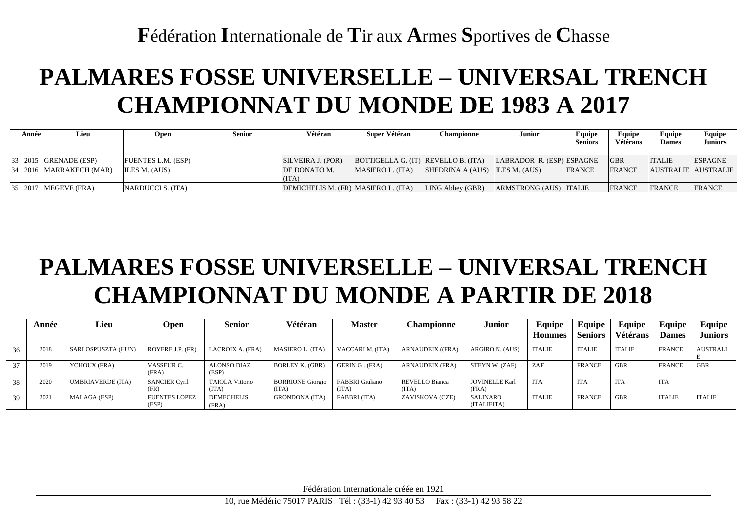Fédération Internationale de Tir aux Armes Sportives de Chasse

# PALMARES FOSSE UNIVERSELLE – UNIVERSAL TRENCH CHAMPIONNAT DU MONDE DE 1983 A 2017

| | Année | Lieu | Open | Senior | Vétéran | Super Vétéran | Championne | Junior | Equipe Seniors | Equipe Vétérans | Equipe Dames | Equipe Juniors |
|---|---|---|---|---|---|---|---|---|---|---|---|---|
| 33 | 2015 | GRENADE (ESP) | FUENTES L.M. (ESP) | | SILVEIRA J. (POR) | BOTTIGELLA G. (IT) | REVELLO B. (ITA) | LABRADOR R. (ESP) | ESPAGNE | GBR | ITALIE | ESPAGNE |
| 34 | 2016 | MARRAKECH (MAR) | ILES M. (AUS) | | DE DONATO M. (ITA) | MASIERO L. (ITA) | SHEDRINA A (AUS) | ILES M. (AUS) | FRANCE | FRANCE | AUSTRALIE | AUSTRALIE |
| 35 | 2017 | MEGEVE (FRA) | NARDUCCI S. (ITA) | | DEMICHELIS M. (FR) | MASIERO L. (ITA) | LING Abbey (GBR) | ARMSTRONG (AUS) | ITALIE | FRANCE | FRANCE | FRANCE |

# PALMARES FOSSE UNIVERSELLE – UNIVERSAL TRENCH CHAMPIONNAT DU MONDE A PARTIR DE 2018

| | Année | Lieu | Open | Senior | Vétéran | Master | Championne | Junior | Equipe Hommes | Equipe Seniors | Equipe Vétérans | Equipe Dames | Equipe Juniors |
|---|---|---|---|---|---|---|---|---|---|---|---|---|---|
| 36 | 2018 | SARLOSPUSZTA (HUN) | ROYERE J.P. (FR) | LACROIX A. (FRA) | MASIERO L. (ITA) | VACCARI M. (ITA) | ARNAUDEIX ((FRA) | ARGIRO N. (AUS) | ITALIE | ITALIE | ITALIE | FRANCE | AUSTRALIE |
| 37 | 2019 | YCHOUX (FRA) | VASSEUR C. (FRA) | ALONSO DIAZ (ESP) | BORLEY K. (GBR) | GERIN G . (FRA) | ARNAUDEIX (FRA) | STEYN W. (ZAF) | ZAF | FRANCE | GBR | FRANCE | GBR |
| 38 | 2020 | UMBRIAVERDE (ITA) | SANCIER Cyril (FR) | TAIOLA Vittorio (ITA) | BORRIONE Giorgio (ITA) | FABBRI Giuliano (ITA) | REVELLO Bianca (ITA) | JOVINELLE Karl (FRA) | ITA | ITA | ITA | ITA | |
| 39 | 2021 | MALAGA (ESP) | FUENTES LOPEZ (ESP) | DEMECHELIS (FRA) | GRONDONA (ITA) | FABBRI (ITA) | ZAVISKOVA (CZE) | SALINARO (ITALIEITA) | ITALIE | FRANCE | GBR | ITALIE | ITALIE |

Fédération Internationale créée en 1921

10, rue Médéric 75017 PARIS Tél : (33-1) 42 93 40 53 Fax : (33-1) 42 93 58 22